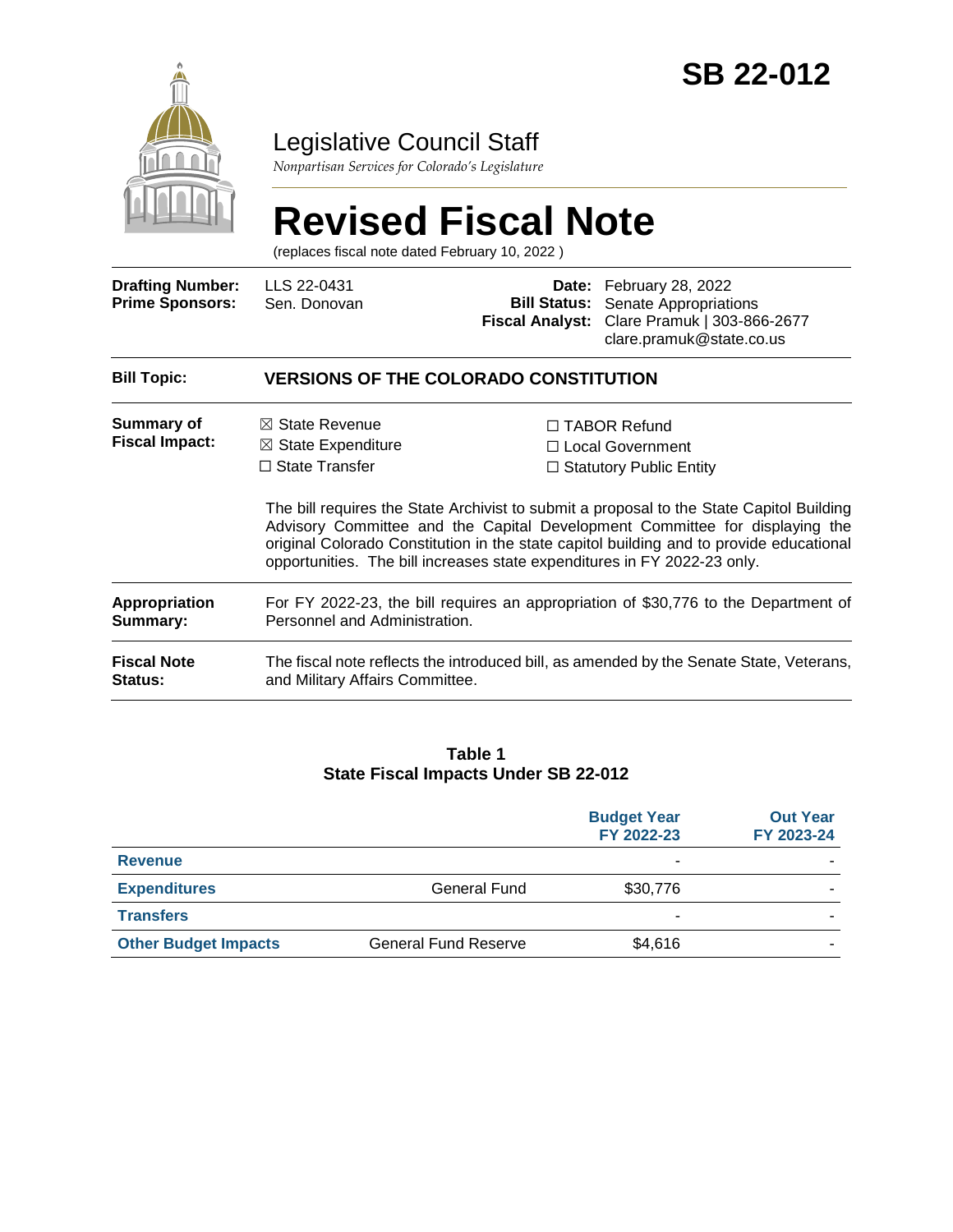# SB 22-012

Legislative Council Staff

*Nonpartisan Services for Colorado's Legislature*

# Revised Fiscal Note

(replaces fiscal note dated February 10, 2022 )

| | | | |
|---|---|---|---|
| **Drafting Number:** | LLS 22-0431 | **Date:** | February 28, 2022 |
| **Prime Sponsors:** | Sen. Donovan | **Bill Status:** | Senate Appropriations |
| | | **Fiscal Analyst:** | Clare Pramuk \| 303-866-2677 clare.pramuk@state.co.us |

| | |
|---|---|
| **Bill Topic:** | **VERSIONS OF THE COLORADO CONSTITUTION** |
| **Summary of Fiscal Impact:** | ☒ State Revenue ☒ State Expenditure ☐ State Transfer ☐ TABOR Refund ☐ Local Government ☐ Statutory Public Entity<br><br>The bill requires the State Archivist to submit a proposal to the State Capitol Building Advisory Committee and the Capital Development Committee for displaying the original Colorado Constitution in the state capitol building and to provide educational opportunities. The bill increases state expenditures in FY 2022-23 only. |
| **Appropriation Summary:** | For FY 2022-23, the bill requires an appropriation of $30,776 to the Department of Personnel and Administration. |
| **Fiscal Note Status:** | The fiscal note reflects the introduced bill, as amended by the Senate State, Veterans, and Military Affairs Committee. |

**Table 1**
**State Fiscal Impacts Under SB 22-012**

| | | Budget Year FY 2022-23 | Out Year FY 2023-24 |
|---|---|---|---|
| **Revenue** | | - | - |
| **Expenditures** | General Fund | $30,776 | - |
| **Transfers** | | - | - |
| **Other Budget Impacts** | General Fund Reserve | $4,616 | - |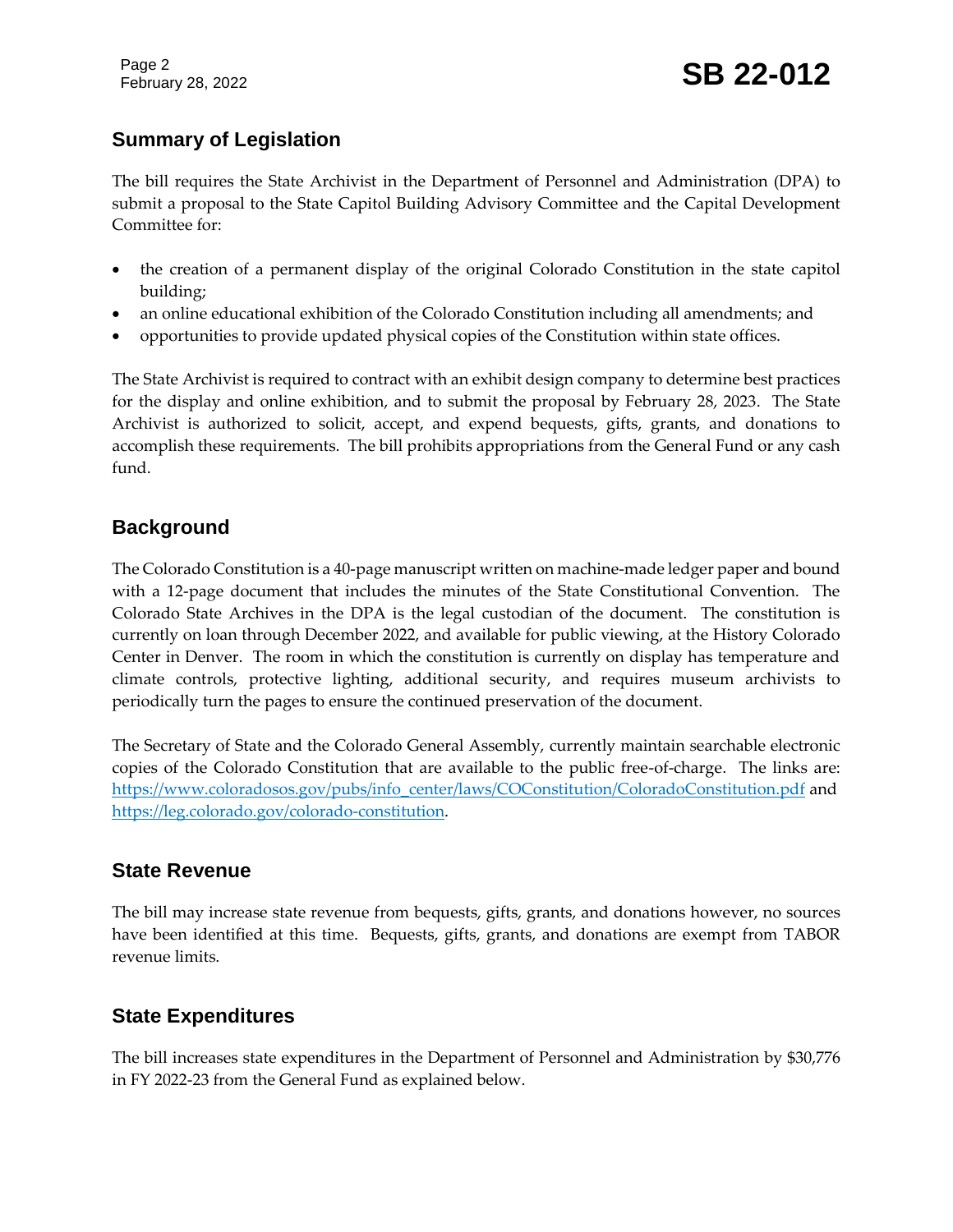## Summary of Legislation

The bill requires the State Archivist in the Department of Personnel and Administration (DPA) to submit a proposal to the State Capitol Building Advisory Committee and the Capital Development Committee for:

- the creation of a permanent display of the original Colorado Constitution in the state capitol building;
- an online educational exhibition of the Colorado Constitution including all amendments; and
- opportunities to provide updated physical copies of the Constitution within state offices.

The State Archivist is required to contract with an exhibit design company to determine best practices for the display and online exhibition, and to submit the proposal by February 28, 2023. The State Archivist is authorized to solicit, accept, and expend bequests, gifts, grants, and donations to accomplish these requirements. The bill prohibits appropriations from the General Fund or any cash fund.

## Background

The Colorado Constitution is a 40-page manuscript written on machine-made ledger paper and bound with a 12-page document that includes the minutes of the State Constitutional Convention. The Colorado State Archives in the DPA is the legal custodian of the document. The constitution is currently on loan through December 2022, and available for public viewing, at the History Colorado Center in Denver. The room in which the constitution is currently on display has temperature and climate controls, protective lighting, additional security, and requires museum archivists to periodically turn the pages to ensure the continued preservation of the document.

The Secretary of State and the Colorado General Assembly, currently maintain searchable electronic copies of the Colorado Constitution that are available to the public free-of-charge. The links are: https://www.coloradosos.gov/pubs/info_center/laws/COConstitution/ColoradoConstitution.pdf and https://leg.colorado.gov/colorado-constitution.

## State Revenue

The bill may increase state revenue from bequests, gifts, grants, and donations however, no sources have been identified at this time. Bequests, gifts, grants, and donations are exempt from TABOR revenue limits.

## State Expenditures

The bill increases state expenditures in the Department of Personnel and Administration by $30,776 in FY 2022-23 from the General Fund as explained below.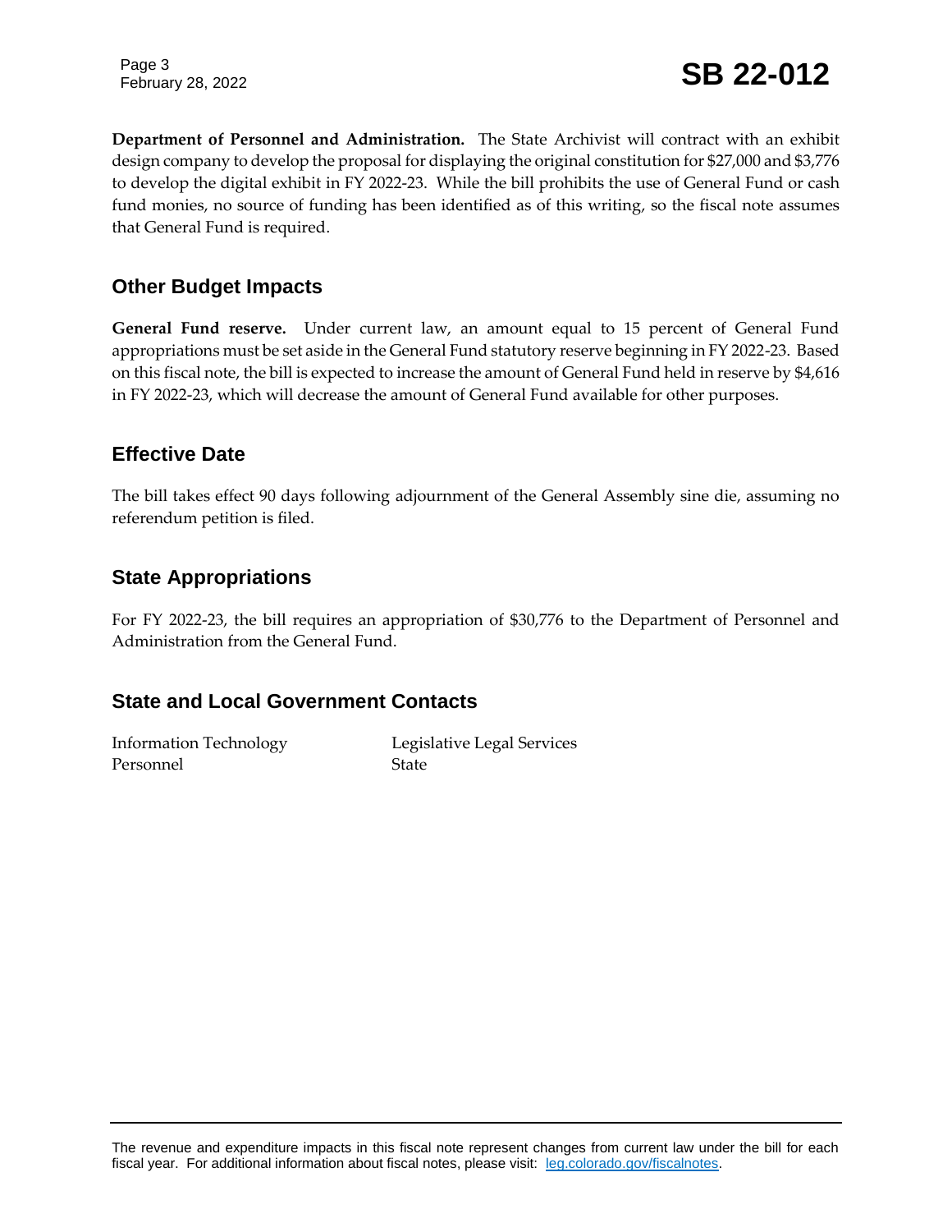**Department of Personnel and Administration.** The State Archivist will contract with an exhibit design company to develop the proposal for displaying the original constitution for $27,000 and $3,776 to develop the digital exhibit in FY 2022-23. While the bill prohibits the use of General Fund or cash fund monies, no source of funding has been identified as of this writing, so the fiscal note assumes that General Fund is required.

## Other Budget Impacts

**General Fund reserve.** Under current law, an amount equal to 15 percent of General Fund appropriations must be set aside in the General Fund statutory reserve beginning in FY 2022-23. Based on this fiscal note, the bill is expected to increase the amount of General Fund held in reserve by $4,616 in FY 2022-23, which will decrease the amount of General Fund available for other purposes.

## Effective Date

The bill takes effect 90 days following adjournment of the General Assembly sine die, assuming no referendum petition is filed.

## State Appropriations

For FY 2022-23, the bill requires an appropriation of $30,776 to the Department of Personnel and Administration from the General Fund.

## State and Local Government Contacts

Information Technology
Legislative Legal Services
Personnel
State

The revenue and expenditure impacts in this fiscal note represent changes from current law under the bill for each fiscal year. For additional information about fiscal notes, please visit: leg.colorado.gov/fiscalnotes.